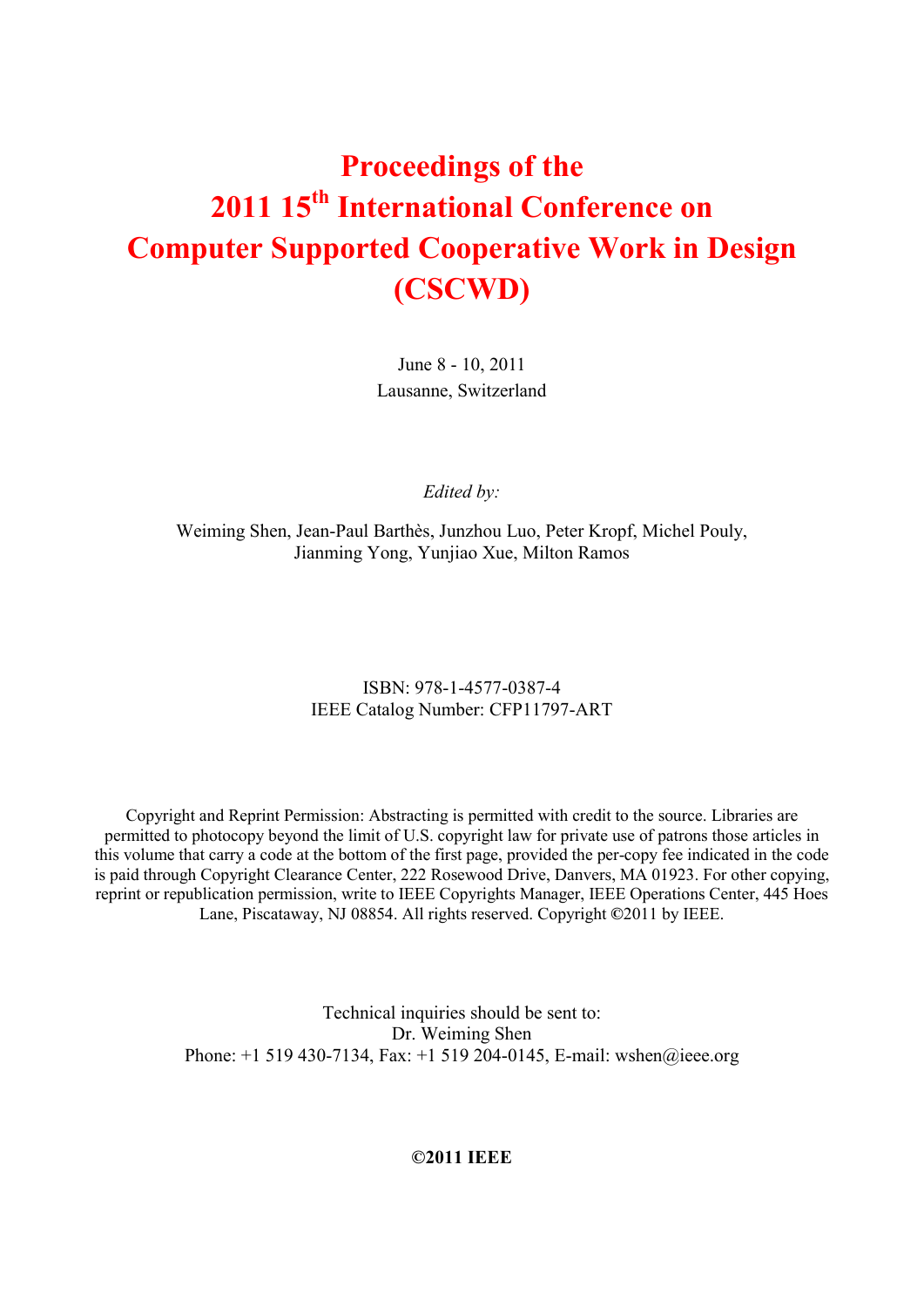# Proceedings of the 2011 15th International Conference on Computer Supported Cooperative Work in Design (CSCWD)

June 8 - 10, 2011
Lausanne, Switzerland

*Edited by:*

Weiming Shen, Jean-Paul Barthès, Junzhou Luo, Peter Kropf, Michel Pouly, Jianming Yong, Yunjiao Xue, Milton Ramos

ISBN: 978-1-4577-0387-4
IEEE Catalog Number: CFP11797-ART

Copyright and Reprint Permission: Abstracting is permitted with credit to the source. Libraries are permitted to photocopy beyond the limit of U.S. copyright law for private use of patrons those articles in this volume that carry a code at the bottom of the first page, provided the per-copy fee indicated in the code is paid through Copyright Clearance Center, 222 Rosewood Drive, Danvers, MA 01923. For other copying, reprint or republication permission, write to IEEE Copyrights Manager, IEEE Operations Center, 445 Hoes Lane, Piscataway, NJ 08854. All rights reserved. Copyright ©2011 by IEEE.

Technical inquiries should be sent to:
Dr. Weiming Shen
Phone: +1 519 430-7134, Fax: +1 519 204-0145, E-mail: wshen@ieee.org

**©2011 IEEE**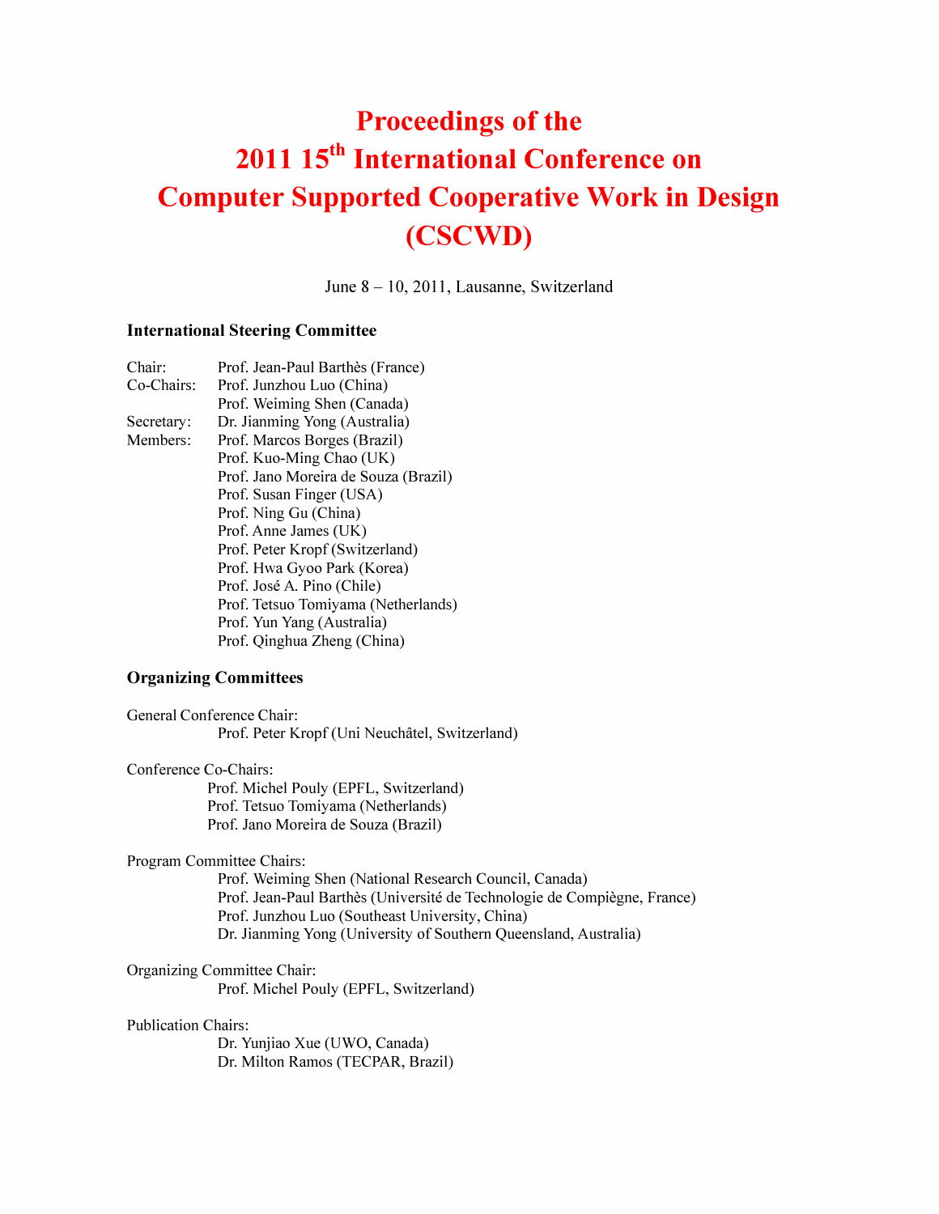# Proceedings of the 2011 15th International Conference on Computer Supported Cooperative Work in Design (CSCWD)

June 8 – 10, 2011, Lausanne, Switzerland

### International Steering Committee

Chair: Prof. Jean-Paul Barthès (France)

Co-Chairs: Prof. Junzhou Luo (China)
Prof. Weiming Shen (Canada)

Secretary: Dr. Jianming Yong (Australia)

Members: Prof. Marcos Borges (Brazil)
Prof. Kuo-Ming Chao (UK)
Prof. Jano Moreira de Souza (Brazil)
Prof. Susan Finger (USA)
Prof. Ning Gu (China)
Prof. Anne James (UK)
Prof. Peter Kropf (Switzerland)
Prof. Hwa Gyoo Park (Korea)
Prof. José A. Pino (Chile)
Prof. Tetsuo Tomiyama (Netherlands)
Prof. Yun Yang (Australia)
Prof. Qinghua Zheng (China)

### Organizing Committees

General Conference Chair:
Prof. Peter Kropf (Uni Neuchâtel, Switzerland)

Conference Co-Chairs:
Prof. Michel Pouly (EPFL, Switzerland)
Prof. Tetsuo Tomiyama (Netherlands)
Prof. Jano Moreira de Souza (Brazil)

Program Committee Chairs:
Prof. Weiming Shen (National Research Council, Canada)
Prof. Jean-Paul Barthès (Université de Technologie de Compiègne, France)
Prof. Junzhou Luo (Southeast University, China)
Dr. Jianming Yong (University of Southern Queensland, Australia)

Organizing Committee Chair:
Prof. Michel Pouly (EPFL, Switzerland)

Publication Chairs:
Dr. Yunjiao Xue (UWO, Canada)
Dr. Milton Ramos (TECPAR, Brazil)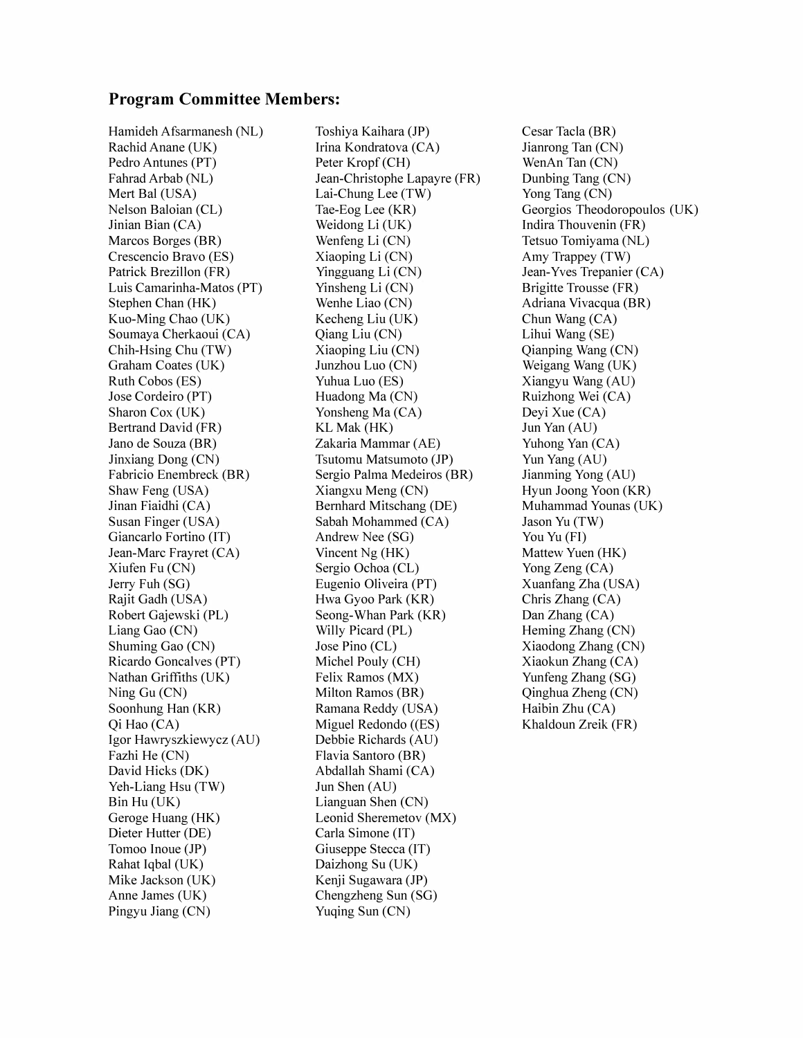**Program Committee Members:**

Hamideh Afsarmanesh (NL)
Rachid Anane (UK)
Pedro Antunes (PT)
Fahrad Arbab (NL)
Mert Bal (USA)
Nelson Baloian (CL)
Jinian Bian (CA)
Marcos Borges (BR)
Crescencio Bravo (ES)
Patrick Brezillon (FR)
Luis Camarinha-Matos (PT)
Stephen Chan (HK)
Kuo-Ming Chao (UK)
Soumaya Cherkaoui (CA)
Chih-Hsing Chu (TW)
Graham Coates (UK)
Ruth Cobos (ES)
Jose Cordeiro (PT)
Sharon Cox (UK)
Bertrand David (FR)
Jano de Souza (BR)
Jinxiang Dong (CN)
Fabricio Enembreck (BR)
Shaw Feng (USA)
Jinan Fiaidhi (CA)
Susan Finger (USA)
Giancarlo Fortino (IT)
Jean-Marc Frayret (CA)
Xiufen Fu (CN)
Jerry Fuh (SG)
Rajit Gadh (USA)
Robert Gajewski (PL)
Liang Gao (CN)
Shuming Gao (CN)
Ricardo Goncalves (PT)
Nathan Griffiths (UK)
Ning Gu (CN)
Soonhung Han (KR)
Qi Hao (CA)
Igor Hawryszkiewycz (AU)
Fazhi He (CN)
David Hicks (DK)
Yeh-Liang Hsu (TW)
Bin Hu (UK)
Geroge Huang (HK)
Dieter Hutter (DE)
Tomoo Inoue (JP)
Rahat Iqbal (UK)
Mike Jackson (UK)
Anne James (UK)
Pingyu Jiang (CN)
Toshiya Kaihara (JP)
Irina Kondratova (CA)
Peter Kropf (CH)
Jean-Christophe Lapayre (FR)
Lai-Chung Lee (TW)
Tae-Eog Lee (KR)
Weidong Li (UK)
Wenfeng Li (CN)
Xiaoping Li (CN)
Yingguang Li (CN)
Yinsheng Li (CN)
Wenhe Liao (CN)
Kecheng Liu (UK)
Qiang Liu (CN)
Xiaoping Liu (CN)
Junzhou Luo (CN)
Yuhua Luo (ES)
Huadong Ma (CN)
Yonsheng Ma (CA)
KL Mak (HK)
Zakaria Mammar (AE)
Tsutomu Matsumoto (JP)
Sergio Palma Medeiros (BR)
Xiangxu Meng (CN)
Bernhard Mitschang (DE)
Sabah Mohammed (CA)
Andrew Nee (SG)
Vincent Ng (HK)
Sergio Ochoa (CL)
Eugenio Oliveira (PT)
Hwa Gyoo Park (KR)
Seong-Whan Park (KR)
Willy Picard (PL)
Jose Pino (CL)
Michel Pouly (CH)
Felix Ramos (MX)
Milton Ramos (BR)
Ramana Reddy (USA)
Miguel Redondo ((ES)
Debbie Richards (AU)
Flavia Santoro (BR)
Abdallah Shami (CA)
Jun Shen (AU)
Lianguan Shen (CN)
Leonid Sheremetov (MX)
Carla Simone (IT)
Giuseppe Stecca (IT)
Daizhong Su (UK)
Kenji Sugawara (JP)
Chengzheng Sun (SG)
Yuqing Sun (CN)
Cesar Tacla (BR)
Jianrong Tan (CN)
WenAn Tan (CN)
Dunbing Tang (CN)
Yong Tang (CN)
Georgios Theodoropoulos (UK)
Indira Thouvenin (FR)
Tetsuo Tomiyama (NL)
Amy Trappey (TW)
Jean-Yves Trepanier (CA)
Brigitte Trousse (FR)
Adriana Vivacqua (BR)
Chun Wang (CA)
Lihui Wang (SE)
Qianping Wang (CN)
Weigang Wang (UK)
Xiangyu Wang (AU)
Ruizhong Wei (CA)
Deyi Xue (CA)
Jun Yan (AU)
Yuhong Yan (CA)
Yun Yang (AU)
Jianming Yong (AU)
Hyun Joong Yoon (KR)
Muhammad Younas (UK)
Jason Yu (TW)
You Yu (FI)
Mattew Yuen (HK)
Yong Zeng (CA)
Xuanfang Zha (USA)
Chris Zhang (CA)
Dan Zhang (CA)
Heming Zhang (CN)
Xiaodong Zhang (CN)
Xiaokun Zhang (CA)
Yunfeng Zhang (SG)
Qinghua Zheng (CN)
Haibin Zhu (CA)
Khaldoun Zreik (FR)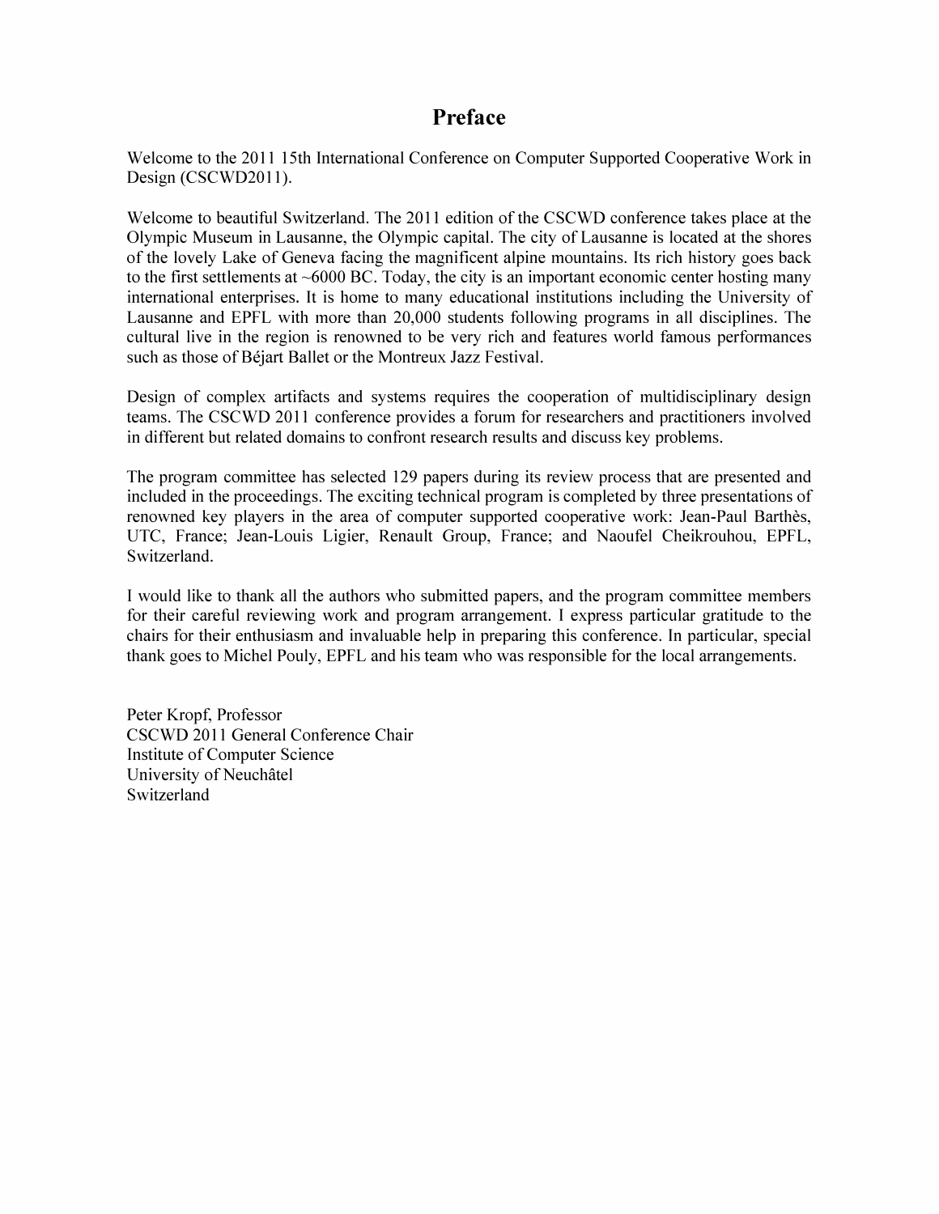# Preface

Welcome to the 2011 15th International Conference on Computer Supported Cooperative Work in Design (CSCWD2011).

Welcome to beautiful Switzerland. The 2011 edition of the CSCWD conference takes place at the Olympic Museum in Lausanne, the Olympic capital. The city of Lausanne is located at the shores of the lovely Lake of Geneva facing the magnificent alpine mountains. Its rich history goes back to the first settlements at ~6000 BC. Today, the city is an important economic center hosting many international enterprises. It is home to many educational institutions including the University of Lausanne and EPFL with more than 20,000 students following programs in all disciplines. The cultural live in the region is renowned to be very rich and features world famous performances such as those of Béjart Ballet or the Montreux Jazz Festival.

Design of complex artifacts and systems requires the cooperation of multidisciplinary design teams. The CSCWD 2011 conference provides a forum for researchers and practitioners involved in different but related domains to confront research results and discuss key problems.

The program committee has selected 129 papers during its review process that are presented and included in the proceedings. The exciting technical program is completed by three presentations of renowned key players in the area of computer supported cooperative work: Jean-Paul Barthès, UTC, France; Jean-Louis Ligier, Renault Group, France; and Naoufel Cheikrouhou, EPFL, Switzerland.

I would like to thank all the authors who submitted papers, and the program committee members for their careful reviewing work and program arrangement. I express particular gratitude to the chairs for their enthusiasm and invaluable help in preparing this conference. In particular, special thank goes to Michel Pouly, EPFL and his team who was responsible for the local arrangements.

Peter Kropf, Professor  
CSCWD 2011 General Conference Chair  
Institute of Computer Science  
University of Neuchâtel  
Switzerland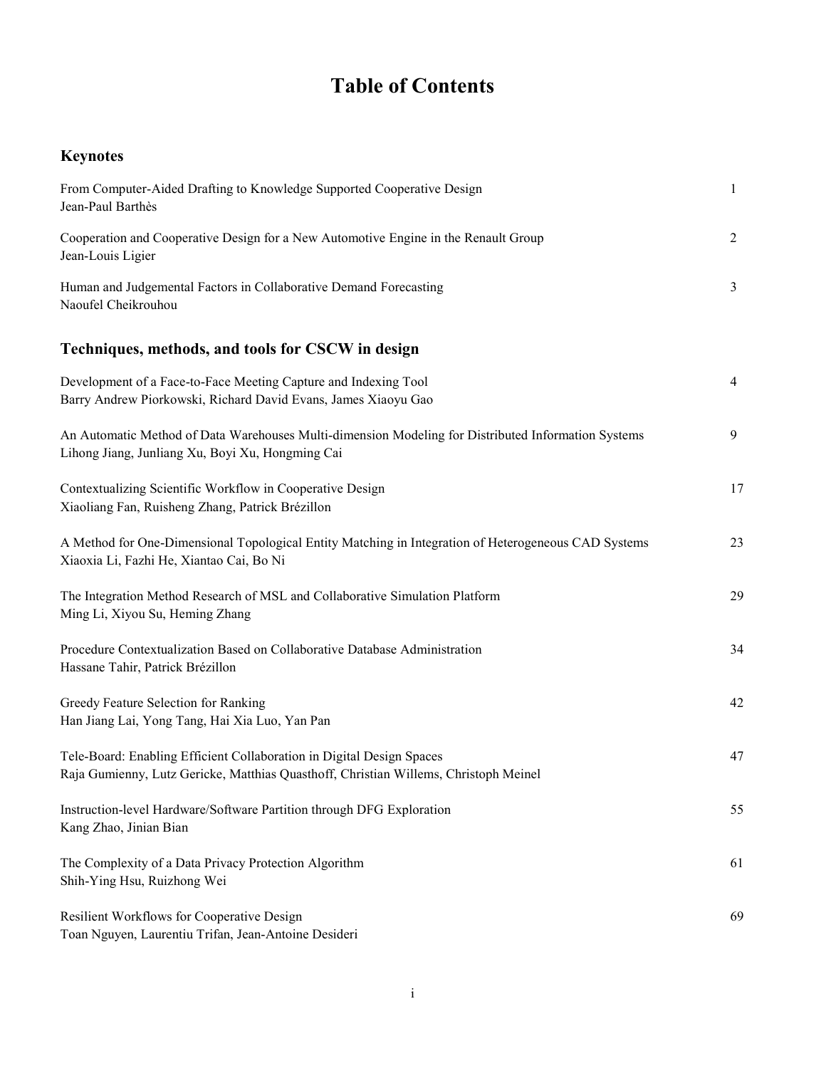# Table of Contents

## Keynotes

From Computer-Aided Drafting to Knowledge Supported Cooperative Design — 1
Jean-Paul Barthès

Cooperation and Cooperative Design for a New Automotive Engine in the Renault Group — 2
Jean-Louis Ligier

Human and Judgemental Factors in Collaborative Demand Forecasting — 3
Naoufel Cheikrouhou

## Techniques, methods, and tools for CSCW in design

Development of a Face-to-Face Meeting Capture and Indexing Tool — 4
Barry Andrew Piorkowski, Richard David Evans, James Xiaoyu Gao

An Automatic Method of Data Warehouses Multi-dimension Modeling for Distributed Information Systems — 9
Lihong Jiang, Junliang Xu, Boyi Xu, Hongming Cai

Contextualizing Scientific Workflow in Cooperative Design — 17
Xiaoliang Fan, Ruisheng Zhang, Patrick Brézillon

A Method for One-Dimensional Topological Entity Matching in Integration of Heterogeneous CAD Systems — 23
Xiaoxia Li, Fazhi He, Xiantao Cai, Bo Ni

The Integration Method Research of MSL and Collaborative Simulation Platform — 29
Ming Li, Xiyou Su, Heming Zhang

Procedure Contextualization Based on Collaborative Database Administration — 34
Hassane Tahir, Patrick Brézillon

Greedy Feature Selection for Ranking — 42
Han Jiang Lai, Yong Tang, Hai Xia Luo, Yan Pan

Tele-Board: Enabling Efficient Collaboration in Digital Design Spaces — 47
Raja Gumienny, Lutz Gericke, Matthias Quasthoff, Christian Willems, Christoph Meinel

Instruction-level Hardware/Software Partition through DFG Exploration — 55
Kang Zhao, Jinian Bian

The Complexity of a Data Privacy Protection Algorithm — 61
Shih-Ying Hsu, Ruizhong Wei

Resilient Workflows for Cooperative Design — 69
Toan Nguyen, Laurentiu Trifan, Jean-Antoine Desideri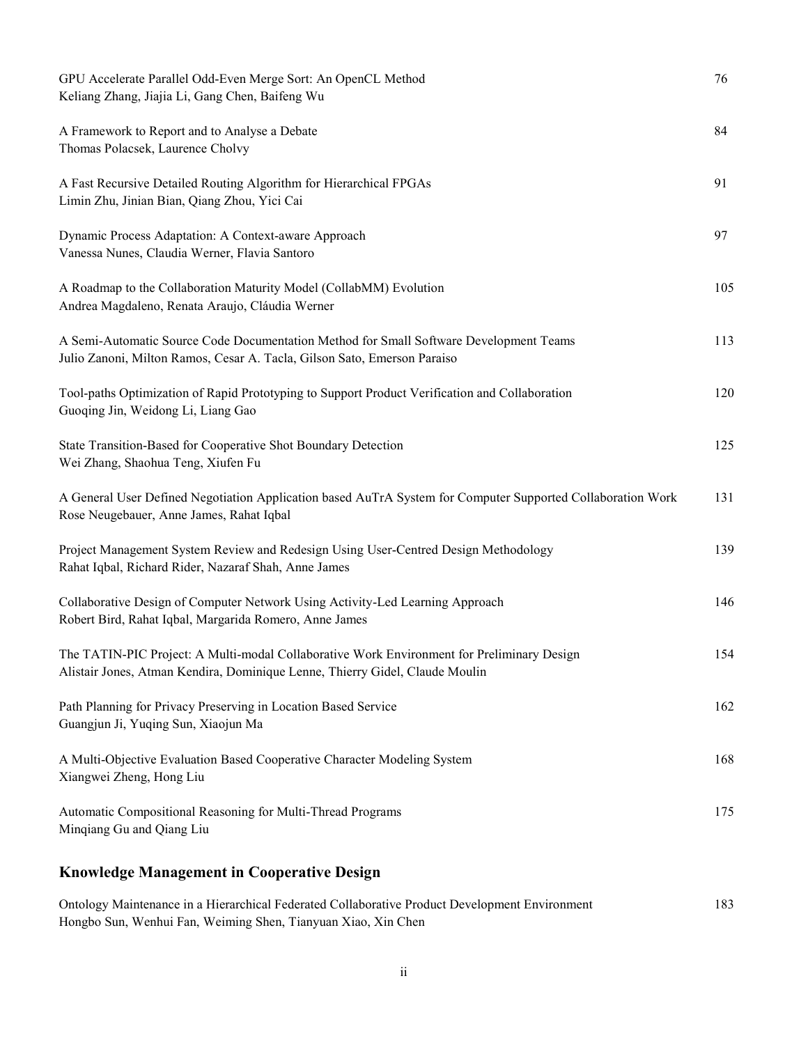GPU Accelerate Parallel Odd-Even Merge Sort: An OpenCL Method — 76
Keliang Zhang, Jiajia Li, Gang Chen, Baifeng Wu

A Framework to Report and to Analyse a Debate — 84
Thomas Polacsek, Laurence Cholvy

A Fast Recursive Detailed Routing Algorithm for Hierarchical FPGAs — 91
Limin Zhu, Jinian Bian, Qiang Zhou, Yici Cai

Dynamic Process Adaptation: A Context-aware Approach — 97
Vanessa Nunes, Claudia Werner, Flavia Santoro

A Roadmap to the Collaboration Maturity Model (CollabMM) Evolution — 105
Andrea Magdaleno, Renata Araujo, Cláudia Werner

A Semi-Automatic Source Code Documentation Method for Small Software Development Teams — 113
Julio Zanoni, Milton Ramos, Cesar A. Tacla, Gilson Sato, Emerson Paraiso

Tool-paths Optimization of Rapid Prototyping to Support Product Verification and Collaboration — 120
Guoqing Jin, Weidong Li, Liang Gao

State Transition-Based for Cooperative Shot Boundary Detection — 125
Wei Zhang, Shaohua Teng, Xiufen Fu

A General User Defined Negotiation Application based AuTrA System for Computer Supported Collaboration Work — 131
Rose Neugebauer, Anne James, Rahat Iqbal

Project Management System Review and Redesign Using User-Centred Design Methodology — 139
Rahat Iqbal, Richard Rider, Nazaraf Shah, Anne James

Collaborative Design of Computer Network Using Activity-Led Learning Approach — 146
Robert Bird, Rahat Iqbal, Margarida Romero, Anne James

The TATIN-PIC Project: A Multi-modal Collaborative Work Environment for Preliminary Design — 154
Alistair Jones, Atman Kendira, Dominique Lenne, Thierry Gidel, Claude Moulin

Path Planning for Privacy Preserving in Location Based Service — 162
Guangjun Ji, Yuqing Sun, Xiaojun Ma

A Multi-Objective Evaluation Based Cooperative Character Modeling System — 168
Xiangwei Zheng, Hong Liu

Automatic Compositional Reasoning for Multi-Thread Programs — 175
Minqiang Gu and Qiang Liu

## Knowledge Management in Cooperative Design

Ontology Maintenance in a Hierarchical Federated Collaborative Product Development Environment — 183
Hongbo Sun, Wenhui Fan, Weiming Shen, Tianyuan Xiao, Xin Chen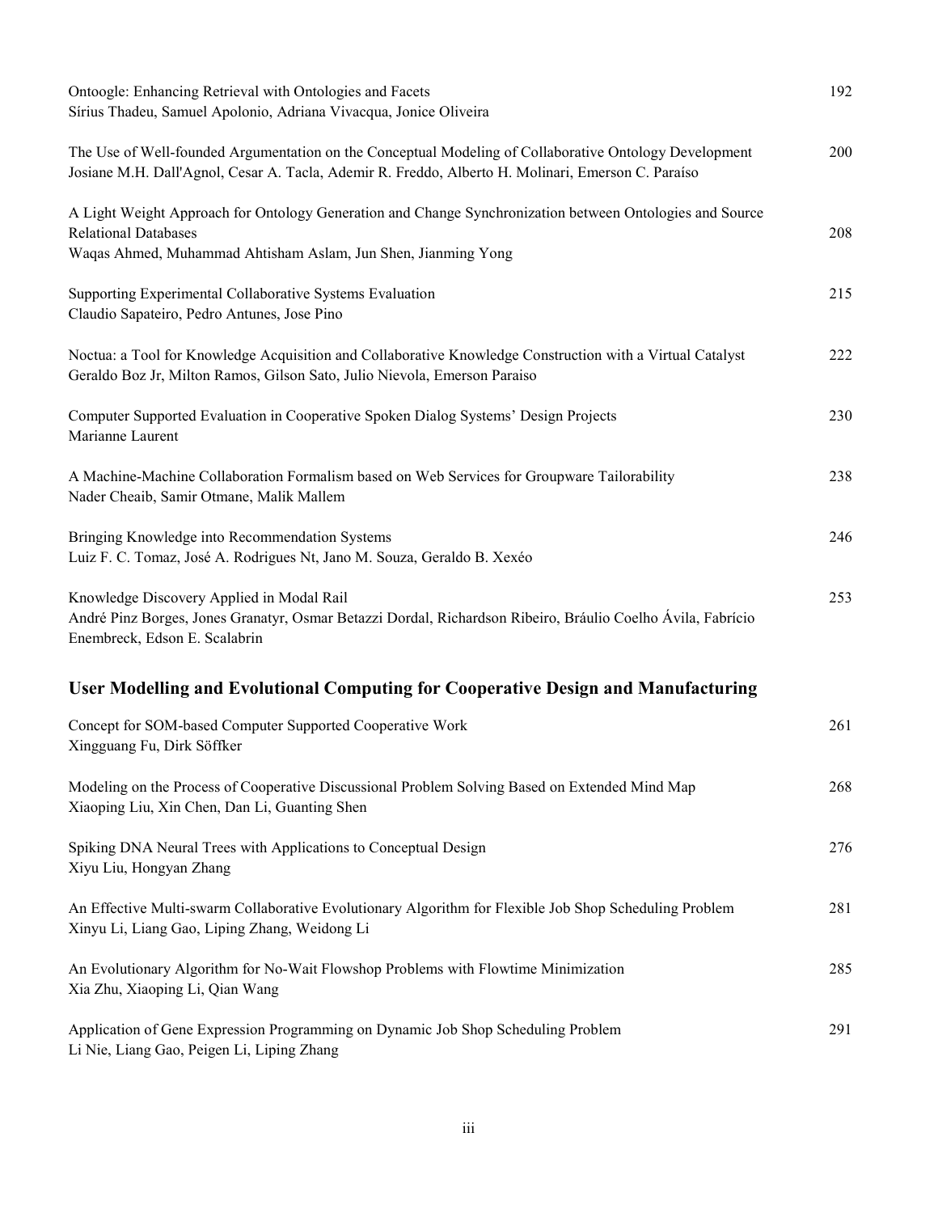Ontoogle: Enhancing Retrieval with Ontologies and Facets — 192
Sírius Thadeu, Samuel Apolonio, Adriana Vivacqua, Jonice Oliveira

The Use of Well-founded Argumentation on the Conceptual Modeling of Collaborative Ontology Development — 200
Josiane M.H. Dall'Agnol, Cesar A. Tacla, Ademir R. Freddo, Alberto H. Molinari, Emerson C. Paraíso

A Light Weight Approach for Ontology Generation and Change Synchronization between Ontologies and Source Relational Databases — 208
Waqas Ahmed, Muhammad Ahtisham Aslam, Jun Shen, Jianming Yong

Supporting Experimental Collaborative Systems Evaluation — 215
Claudio Sapateiro, Pedro Antunes, Jose Pino

Noctua: a Tool for Knowledge Acquisition and Collaborative Knowledge Construction with a Virtual Catalyst — 222
Geraldo Boz Jr, Milton Ramos, Gilson Sato, Julio Nievola, Emerson Paraiso

Computer Supported Evaluation in Cooperative Spoken Dialog Systems' Design Projects — 230
Marianne Laurent

A Machine-Machine Collaboration Formalism based on Web Services for Groupware Tailorability — 238
Nader Cheaib, Samir Otmane, Malik Mallem

Bringing Knowledge into Recommendation Systems — 246
Luiz F. C. Tomaz, José A. Rodrigues Nt, Jano M. Souza, Geraldo B. Xexéo

Knowledge Discovery Applied in Modal Rail — 253
André Pinz Borges, Jones Granatyr, Osmar Betazzi Dordal, Richardson Ribeiro, Bráulio Coelho Ávila, Fabrício Enembreck, Edson E. Scalabrin

## User Modelling and Evolutional Computing for Cooperative Design and Manufacturing

Concept for SOM-based Computer Supported Cooperative Work — 261
Xingguang Fu, Dirk Söffker

Modeling on the Process of Cooperative Discussional Problem Solving Based on Extended Mind Map — 268
Xiaoping Liu, Xin Chen, Dan Li, Guanting Shen

Spiking DNA Neural Trees with Applications to Conceptual Design — 276
Xiyu Liu, Hongyan Zhang

An Effective Multi-swarm Collaborative Evolutionary Algorithm for Flexible Job Shop Scheduling Problem — 281
Xinyu Li, Liang Gao, Liping Zhang, Weidong Li

An Evolutionary Algorithm for No-Wait Flowshop Problems with Flowtime Minimization — 285
Xia Zhu, Xiaoping Li, Qian Wang

Application of Gene Expression Programming on Dynamic Job Shop Scheduling Problem — 291
Li Nie, Liang Gao, Peigen Li, Liping Zhang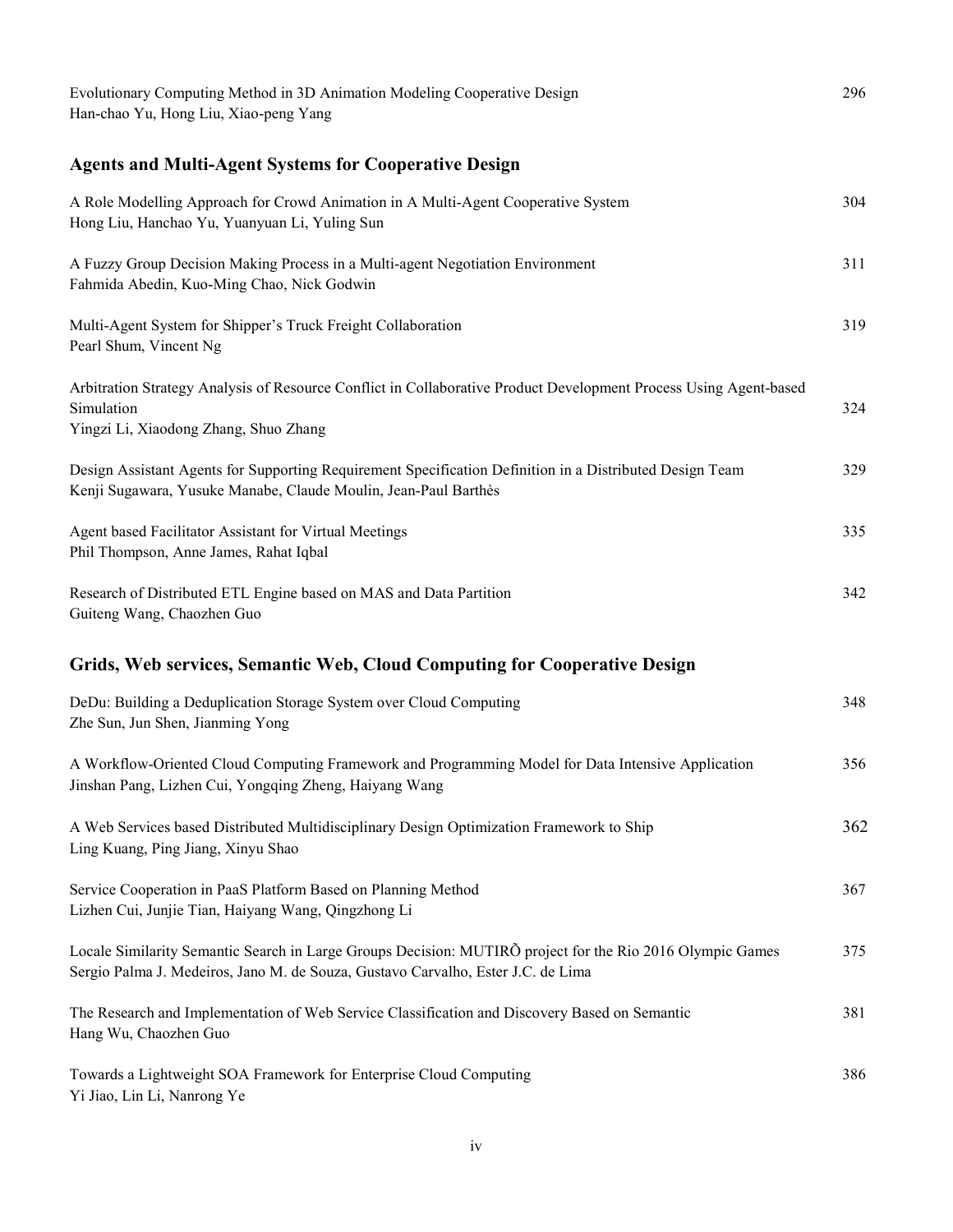Evolutionary Computing Method in 3D Animation Modeling Cooperative Design — 296
Han-chao Yu, Hong Liu, Xiao-peng Yang

## Agents and Multi-Agent Systems for Cooperative Design

A Role Modelling Approach for Crowd Animation in A Multi-Agent Cooperative System — 304
Hong Liu, Hanchao Yu, Yuanyuan Li, Yuling Sun

A Fuzzy Group Decision Making Process in a Multi-agent Negotiation Environment — 311
Fahmida Abedin, Kuo-Ming Chao, Nick Godwin

Multi-Agent System for Shipper's Truck Freight Collaboration — 319
Pearl Shum, Vincent Ng

Arbitration Strategy Analysis of Resource Conflict in Collaborative Product Development Process Using Agent-based Simulation — 324
Yingzi Li, Xiaodong Zhang, Shuo Zhang

Design Assistant Agents for Supporting Requirement Specification Definition in a Distributed Design Team — 329
Kenji Sugawara, Yusuke Manabe, Claude Moulin, Jean-Paul Barthès

Agent based Facilitator Assistant for Virtual Meetings — 335
Phil Thompson, Anne James, Rahat Iqbal

Research of Distributed ETL Engine based on MAS and Data Partition — 342
Guiteng Wang, Chaozhen Guo

## Grids, Web services, Semantic Web, Cloud Computing for Cooperative Design

DeDu: Building a Deduplication Storage System over Cloud Computing — 348
Zhe Sun, Jun Shen, Jianming Yong

A Workflow-Oriented Cloud Computing Framework and Programming Model for Data Intensive Application — 356
Jinshan Pang, Lizhen Cui, Yongqing Zheng, Haiyang Wang

A Web Services based Distributed Multidisciplinary Design Optimization Framework to Ship — 362
Ling Kuang, Ping Jiang, Xinyu Shao

Service Cooperation in PaaS Platform Based on Planning Method — 367
Lizhen Cui, Junjie Tian, Haiyang Wang, Qingzhong Li

Locale Similarity Semantic Search in Large Groups Decision: MUTIRÕ project for the Rio 2016 Olympic Games — 375
Sergio Palma J. Medeiros, Jano M. de Souza, Gustavo Carvalho, Ester J.C. de Lima

The Research and Implementation of Web Service Classification and Discovery Based on Semantic — 381
Hang Wu, Chaozhen Guo

Towards a Lightweight SOA Framework for Enterprise Cloud Computing — 386
Yi Jiao, Lin Li, Nanrong Ye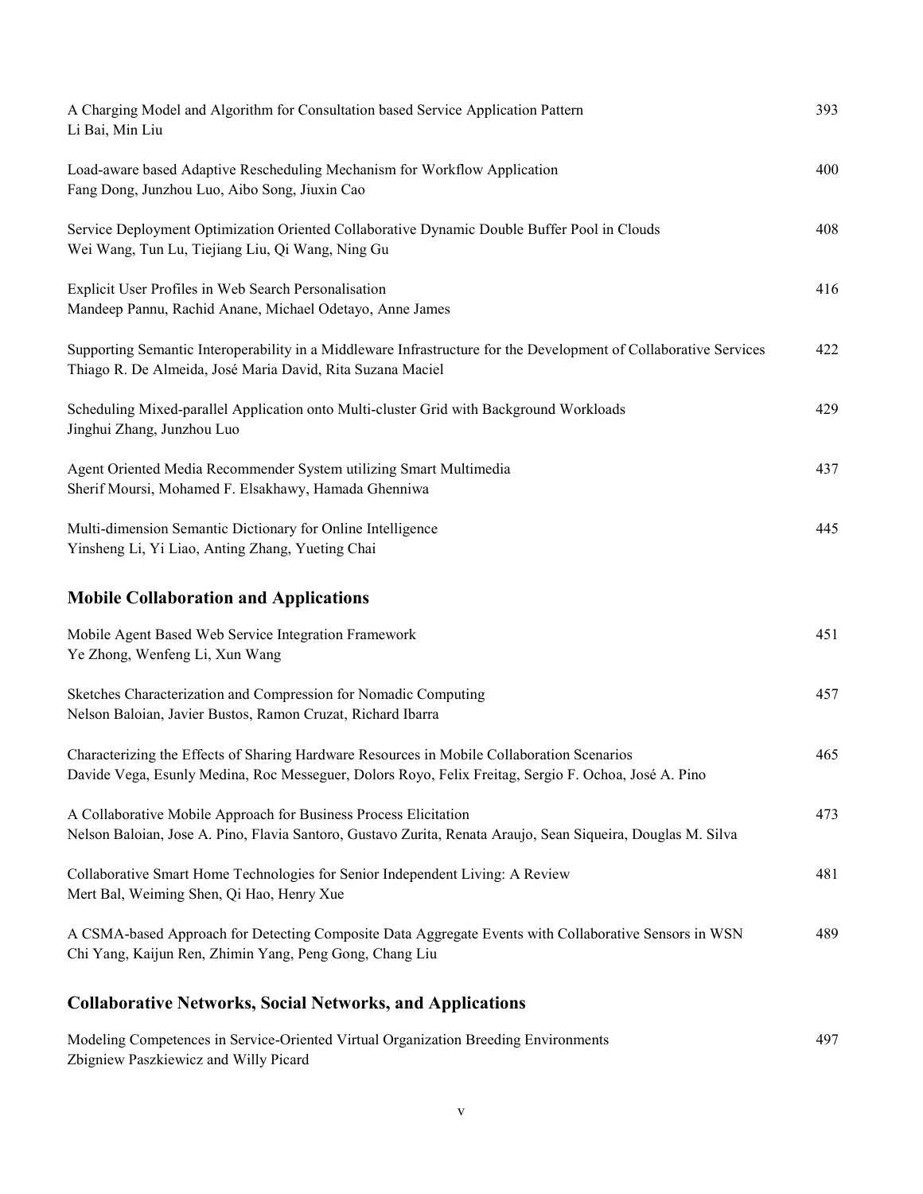A Charging Model and Algorithm for Consultation based Service Application Pattern 393
Li Bai, Min Liu

Load-aware based Adaptive Rescheduling Mechanism for Workflow Application 400
Fang Dong, Junzhou Luo, Aibo Song, Jiuxin Cao

Service Deployment Optimization Oriented Collaborative Dynamic Double Buffer Pool in Clouds 408
Wei Wang, Tun Lu, Tiejiang Liu, Qi Wang, Ning Gu

Explicit User Profiles in Web Search Personalisation 416
Mandeep Pannu, Rachid Anane, Michael Odetayo, Anne James

Supporting Semantic Interoperability in a Middleware Infrastructure for the Development of Collaborative Services 422
Thiago R. De Almeida, José Maria David, Rita Suzana Maciel

Scheduling Mixed-parallel Application onto Multi-cluster Grid with Background Workloads 429
Jinghui Zhang, Junzhou Luo

Agent Oriented Media Recommender System utilizing Smart Multimedia 437
Sherif Moursi, Mohamed F. Elsakhawy, Hamada Ghenniwa

Multi-dimension Semantic Dictionary for Online Intelligence 445
Yinsheng Li, Yi Liao, Anting Zhang, Yueting Chai

## Mobile Collaboration and Applications

Mobile Agent Based Web Service Integration Framework 451
Ye Zhong, Wenfeng Li, Xun Wang

Sketches Characterization and Compression for Nomadic Computing 457
Nelson Baloian, Javier Bustos, Ramon Cruzat, Richard Ibarra

Characterizing the Effects of Sharing Hardware Resources in Mobile Collaboration Scenarios 465
Davide Vega, Esunly Medina, Roc Messeguer, Dolors Royo, Felix Freitag, Sergio F. Ochoa, José A. Pino

A Collaborative Mobile Approach for Business Process Elicitation 473
Nelson Baloian, Jose A. Pino, Flavia Santoro, Gustavo Zurita, Renata Araujo, Sean Siqueira, Douglas M. Silva

Collaborative Smart Home Technologies for Senior Independent Living: A Review 481
Mert Bal, Weiming Shen, Qi Hao, Henry Xue

A CSMA-based Approach for Detecting Composite Data Aggregate Events with Collaborative Sensors in WSN 489
Chi Yang, Kaijun Ren, Zhimin Yang, Peng Gong, Chang Liu

## Collaborative Networks, Social Networks, and Applications

Modeling Competences in Service-Oriented Virtual Organization Breeding Environments 497
Zbigniew Paszkiewicz and Willy Picard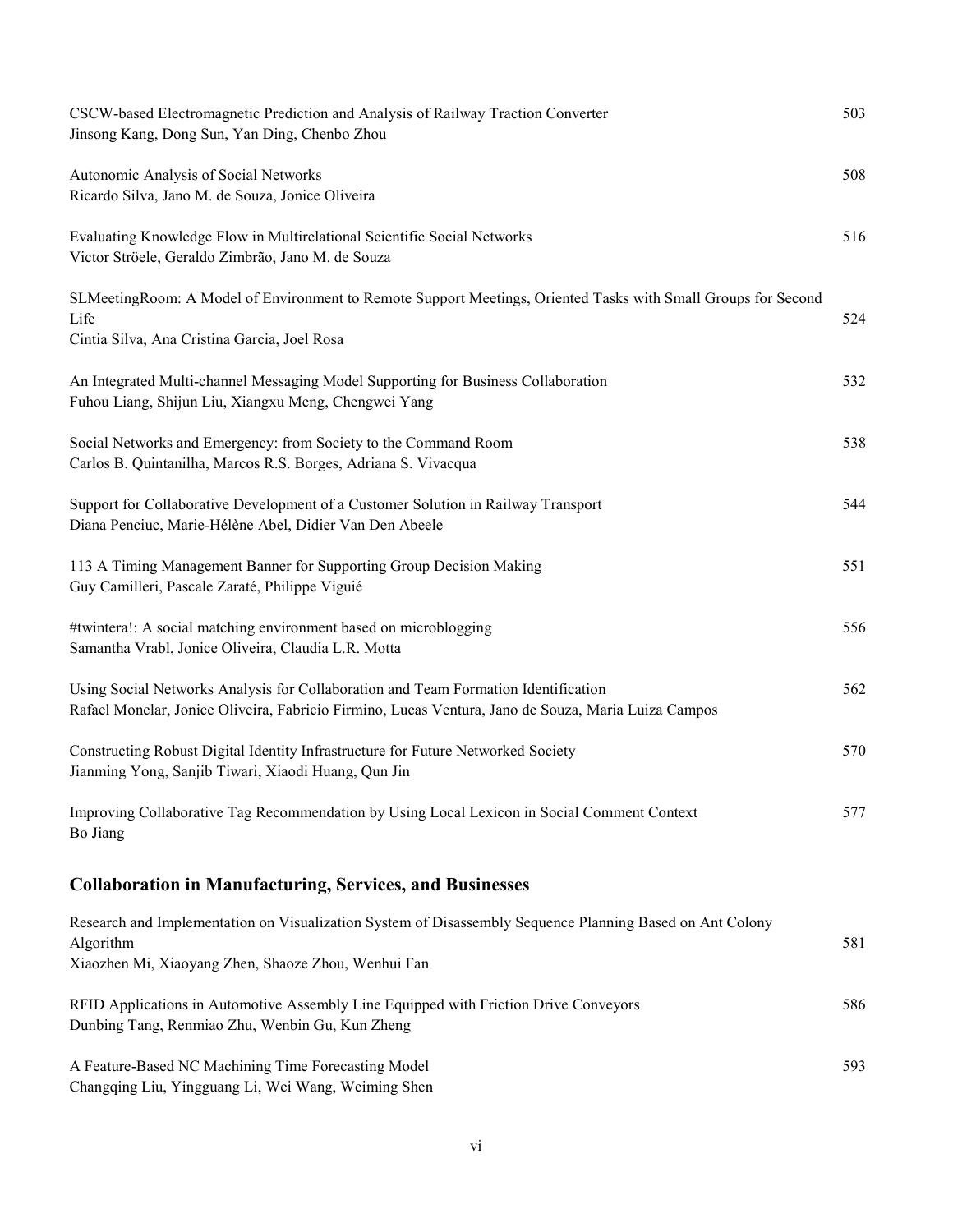CSCW-based Electromagnetic Prediction and Analysis of Railway Traction Converter 503
Jinsong Kang, Dong Sun, Yan Ding, Chenbo Zhou

Autonomic Analysis of Social Networks 508
Ricardo Silva, Jano M. de Souza, Jonice Oliveira

Evaluating Knowledge Flow in Multirelational Scientific Social Networks 516
Victor Ströele, Geraldo Zimbrão, Jano M. de Souza

SLMeetingRoom: A Model of Environment to Remote Support Meetings, Oriented Tasks with Small Groups for Second Life 524
Cintia Silva, Ana Cristina Garcia, Joel Rosa

An Integrated Multi-channel Messaging Model Supporting for Business Collaboration 532
Fuhou Liang, Shijun Liu, Xiangxu Meng, Chengwei Yang

Social Networks and Emergency: from Society to the Command Room 538
Carlos B. Quintanilha, Marcos R.S. Borges, Adriana S. Vivacqua

Support for Collaborative Development of a Customer Solution in Railway Transport 544
Diana Penciuc, Marie-Hélène Abel, Didier Van Den Abeele

113 A Timing Management Banner for Supporting Group Decision Making 551
Guy Camilleri, Pascale Zaraté, Philippe Viguié

#twintera!: A social matching environment based on microblogging 556
Samantha Vrabl, Jonice Oliveira, Claudia L.R. Motta

Using Social Networks Analysis for Collaboration and Team Formation Identification 562
Rafael Monclar, Jonice Oliveira, Fabricio Firmino, Lucas Ventura, Jano de Souza, Maria Luiza Campos

Constructing Robust Digital Identity Infrastructure for Future Networked Society 570
Jianming Yong, Sanjib Tiwari, Xiaodi Huang, Qun Jin

Improving Collaborative Tag Recommendation by Using Local Lexicon in Social Comment Context 577
Bo Jiang

## Collaboration in Manufacturing, Services, and Businesses

Research and Implementation on Visualization System of Disassembly Sequence Planning Based on Ant Colony Algorithm 581
Xiaozhen Mi, Xiaoyang Zhen, Shaoze Zhou, Wenhui Fan

RFID Applications in Automotive Assembly Line Equipped with Friction Drive Conveyors 586
Dunbing Tang, Renmiao Zhu, Wenbin Gu, Kun Zheng

A Feature-Based NC Machining Time Forecasting Model 593
Changqing Liu, Yingguang Li, Wei Wang, Weiming Shen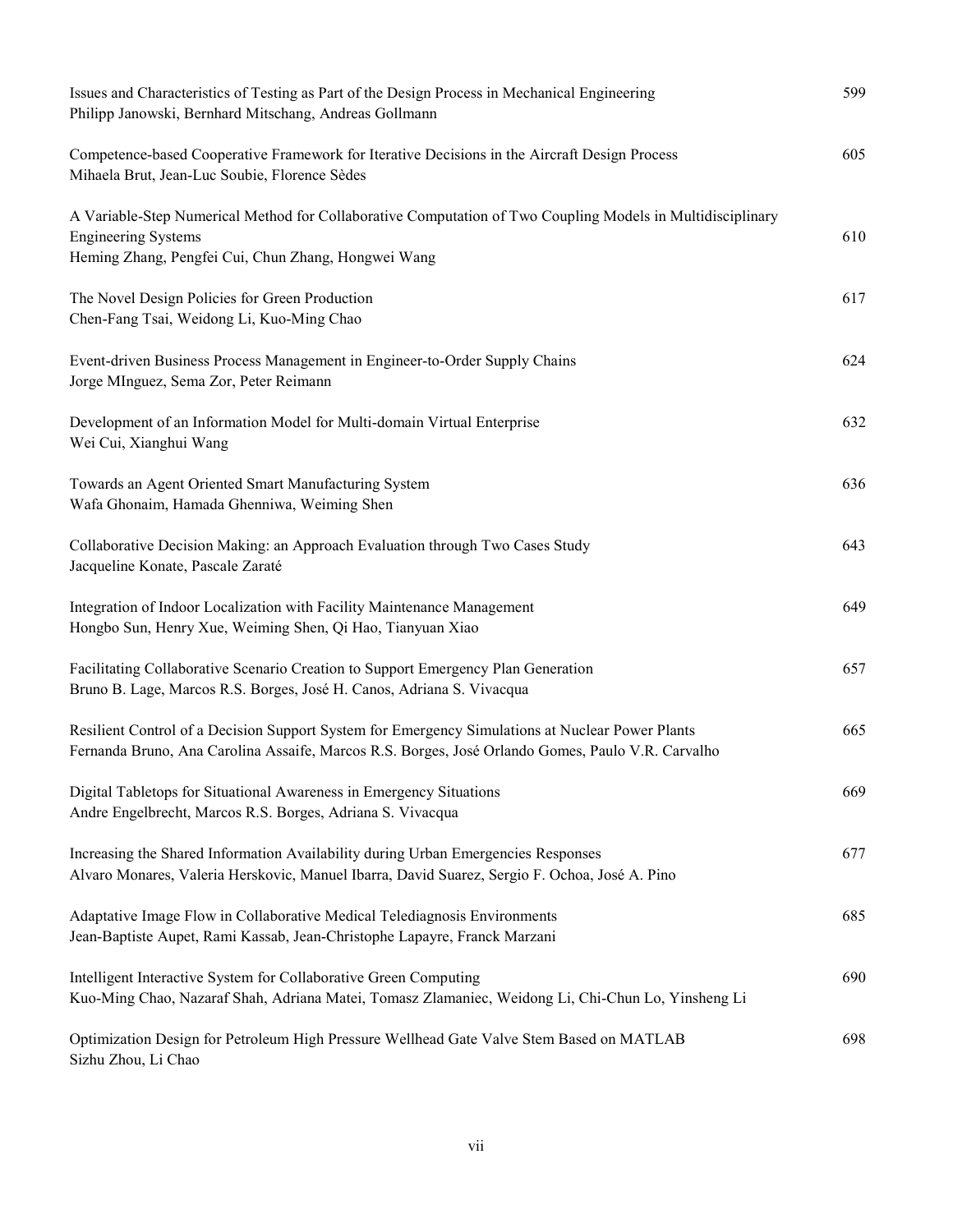Issues and Characteristics of Testing as Part of the Design Process in Mechanical Engineering 599
Philipp Janowski, Bernhard Mitschang, Andreas Gollmann

Competence-based Cooperative Framework for Iterative Decisions in the Aircraft Design Process 605
Mihaela Brut, Jean-Luc Soubie, Florence Sèdes

A Variable-Step Numerical Method for Collaborative Computation of Two Coupling Models in Multidisciplinary Engineering Systems 610
Heming Zhang, Pengfei Cui, Chun Zhang, Hongwei Wang

The Novel Design Policies for Green Production 617
Chen-Fang Tsai, Weidong Li, Kuo-Ming Chao

Event-driven Business Process Management in Engineer-to-Order Supply Chains 624
Jorge MInguez, Sema Zor, Peter Reimann

Development of an Information Model for Multi-domain Virtual Enterprise 632
Wei Cui, Xianghui Wang

Towards an Agent Oriented Smart Manufacturing System 636
Wafa Ghonaim, Hamada Ghenniwa, Weiming Shen

Collaborative Decision Making: an Approach Evaluation through Two Cases Study 643
Jacqueline Konate, Pascale Zaraté

Integration of Indoor Localization with Facility Maintenance Management 649
Hongbo Sun, Henry Xue, Weiming Shen, Qi Hao, Tianyuan Xiao

Facilitating Collaborative Scenario Creation to Support Emergency Plan Generation 657
Bruno B. Lage, Marcos R.S. Borges, José H. Canos, Adriana S. Vivacqua

Resilient Control of a Decision Support System for Emergency Simulations at Nuclear Power Plants 665
Fernanda Bruno, Ana Carolina Assaife, Marcos R.S. Borges, José Orlando Gomes, Paulo V.R. Carvalho

Digital Tabletops for Situational Awareness in Emergency Situations 669
Andre Engelbrecht, Marcos R.S. Borges, Adriana S. Vivacqua

Increasing the Shared Information Availability during Urban Emergencies Responses 677
Alvaro Monares, Valeria Herskovic, Manuel Ibarra, David Suarez, Sergio F. Ochoa, José A. Pino

Adaptative Image Flow in Collaborative Medical Telediagnosis Environments 685
Jean-Baptiste Aupet, Rami Kassab, Jean-Christophe Lapayre, Franck Marzani

Intelligent Interactive System for Collaborative Green Computing 690
Kuo-Ming Chao, Nazaraf Shah, Adriana Matei, Tomasz Zlamaniec, Weidong Li, Chi-Chun Lo, Yinsheng Li

Optimization Design for Petroleum High Pressure Wellhead Gate Valve Stem Based on MATLAB 698
Sizhu Zhou, Li Chao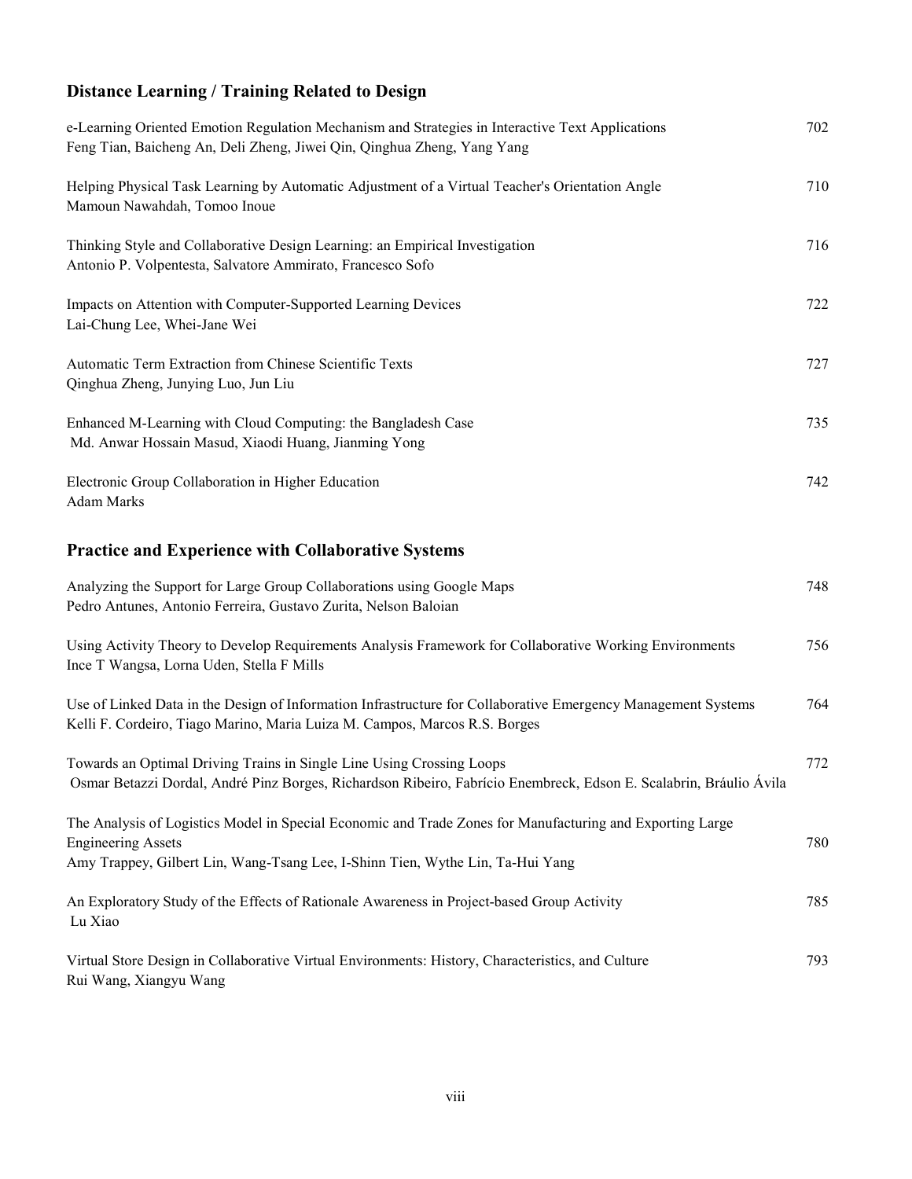## Distance Learning / Training Related to Design

e-Learning Oriented Emotion Regulation Mechanism and Strategies in Interactive Text Applications 702
Feng Tian, Baicheng An, Deli Zheng, Jiwei Qin, Qinghua Zheng, Yang Yang

Helping Physical Task Learning by Automatic Adjustment of a Virtual Teacher's Orientation Angle 710
Mamoun Nawahdah, Tomoo Inoue

Thinking Style and Collaborative Design Learning: an Empirical Investigation 716
Antonio P. Volpentesta, Salvatore Ammirato, Francesco Sofo

Impacts on Attention with Computer-Supported Learning Devices 722
Lai-Chung Lee, Whei-Jane Wei

Automatic Term Extraction from Chinese Scientific Texts 727
Qinghua Zheng, Junying Luo, Jun Liu

Enhanced M-Learning with Cloud Computing: the Bangladesh Case 735
Md. Anwar Hossain Masud, Xiaodi Huang, Jianming Yong

Electronic Group Collaboration in Higher Education 742
Adam Marks

## Practice and Experience with Collaborative Systems

Analyzing the Support for Large Group Collaborations using Google Maps 748
Pedro Antunes, Antonio Ferreira, Gustavo Zurita, Nelson Baloian

Using Activity Theory to Develop Requirements Analysis Framework for Collaborative Working Environments 756
Ince T Wangsa, Lorna Uden, Stella F Mills

Use of Linked Data in the Design of Information Infrastructure for Collaborative Emergency Management Systems 764
Kelli F. Cordeiro, Tiago Marino, Maria Luiza M. Campos, Marcos R.S. Borges

Towards an Optimal Driving Trains in Single Line Using Crossing Loops 772
Osmar Betazzi Dordal, André Pinz Borges, Richardson Ribeiro, Fabrício Enembreck, Edson E. Scalabrin, Bráulio Ávila

The Analysis of Logistics Model in Special Economic and Trade Zones for Manufacturing and Exporting Large Engineering Assets 780
Amy Trappey, Gilbert Lin, Wang-Tsang Lee, I-Shinn Tien, Wythe Lin, Ta-Hui Yang

An Exploratory Study of the Effects of Rationale Awareness in Project-based Group Activity 785
Lu Xiao

Virtual Store Design in Collaborative Virtual Environments: History, Characteristics, and Culture 793
Rui Wang, Xiangyu Wang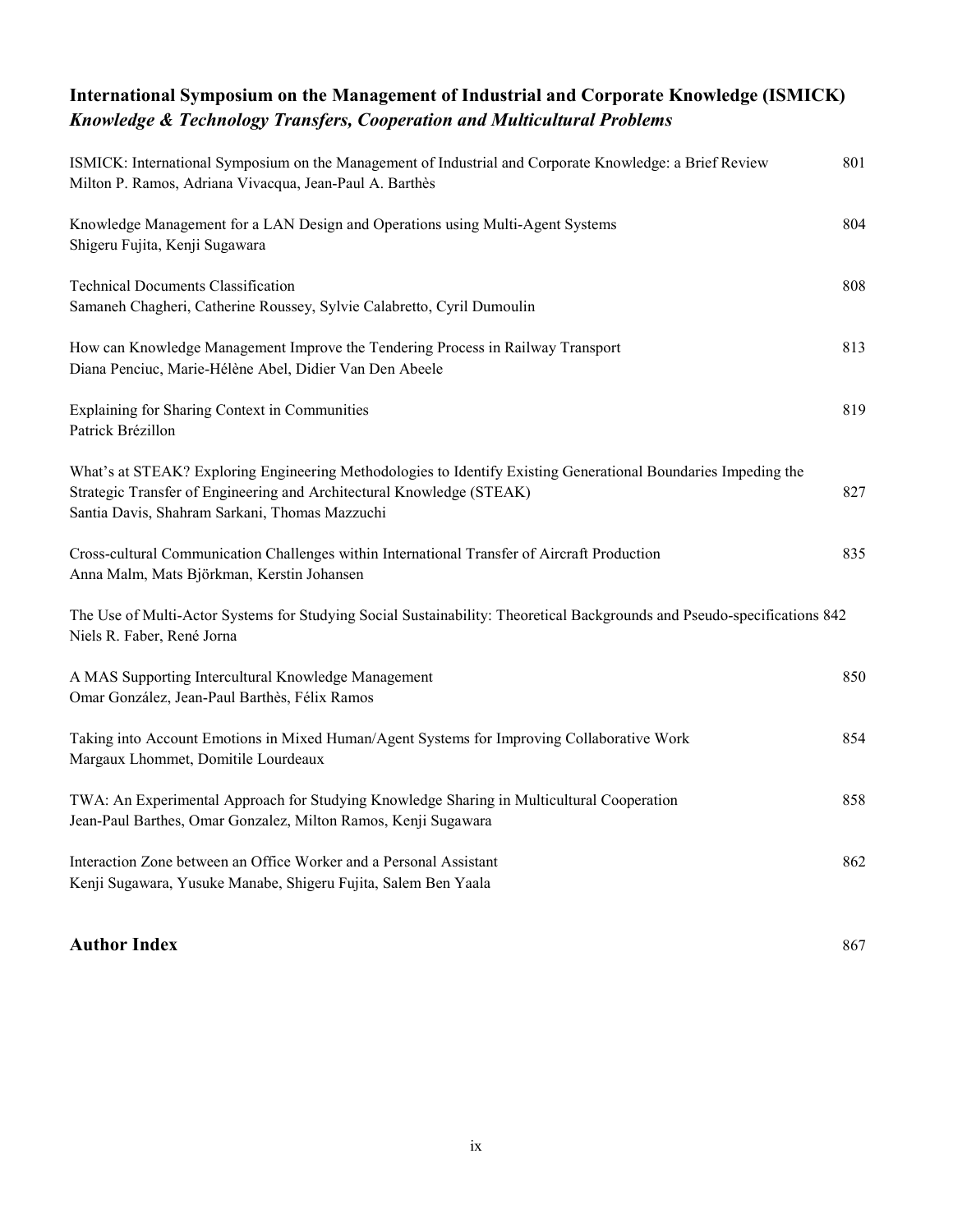## International Symposium on the Management of Industrial and Corporate Knowledge (ISMICK)

### *Knowledge & Technology Transfers, Cooperation and Multicultural Problems*

ISMICK: International Symposium on the Management of Industrial and Corporate Knowledge: a Brief Review — 801
Milton P. Ramos, Adriana Vivacqua, Jean-Paul A. Barthès

Knowledge Management for a LAN Design and Operations using Multi-Agent Systems — 804
Shigeru Fujita, Kenji Sugawara

Technical Documents Classification — 808
Samaneh Chagheri, Catherine Roussey, Sylvie Calabretto, Cyril Dumoulin

How can Knowledge Management Improve the Tendering Process in Railway Transport — 813
Diana Penciuc, Marie-Hélène Abel, Didier Van Den Abeele

Explaining for Sharing Context in Communities — 819
Patrick Brézillon

What's at STEAK? Exploring Engineering Methodologies to Identify Existing Generational Boundaries Impeding the Strategic Transfer of Engineering and Architectural Knowledge (STEAK) — 827
Santia Davis, Shahram Sarkani, Thomas Mazzuchi

Cross-cultural Communication Challenges within International Transfer of Aircraft Production — 835
Anna Malm, Mats Björkman, Kerstin Johansen

The Use of Multi-Actor Systems for Studying Social Sustainability: Theoretical Backgrounds and Pseudo-specifications — 842
Niels R. Faber, René Jorna

A MAS Supporting Intercultural Knowledge Management — 850
Omar González, Jean-Paul Barthès, Félix Ramos

Taking into Account Emotions in Mixed Human/Agent Systems for Improving Collaborative Work — 854
Margaux Lhommet, Domitile Lourdeaux

TWA: An Experimental Approach for Studying Knowledge Sharing in Multicultural Cooperation — 858
Jean-Paul Barthes, Omar Gonzalez, Milton Ramos, Kenji Sugawara

Interaction Zone between an Office Worker and a Personal Assistant — 862
Kenji Sugawara, Yusuke Manabe, Shigeru Fujita, Salem Ben Yaala

## Author Index — 867